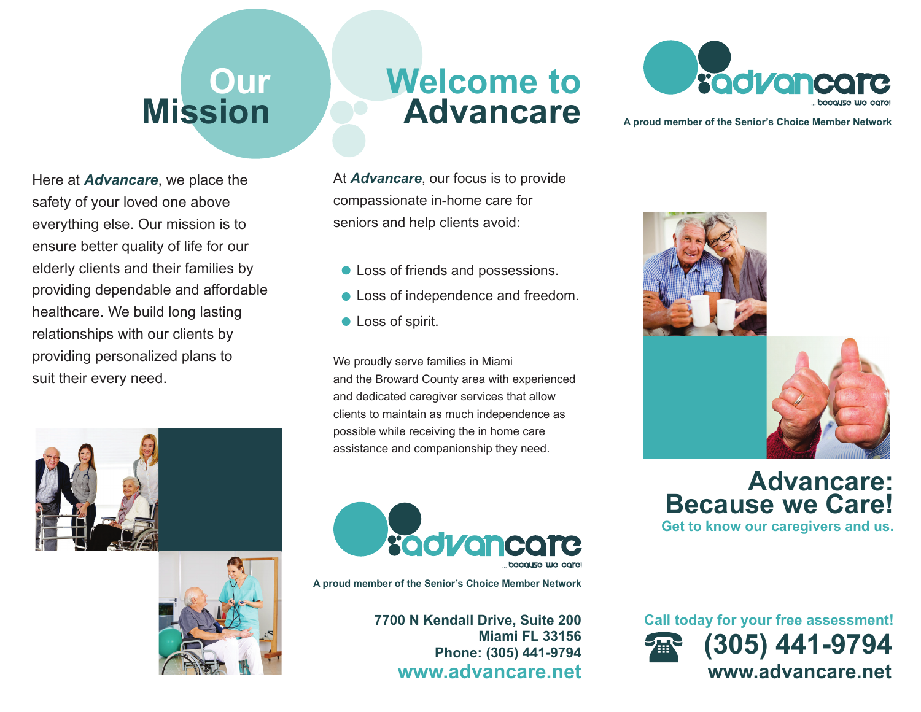# Our Mission

Here at ***Advancare***, we place the safety of your loved one above everything else. Our mission is to ensure better quality of life for our elderly clients and their families by providing dependable and affordable healthcare. We build long lasting relationships with our clients by providing personalized plans to suit their every need.

# Welcome to Advancare

At ***Advancare***, our focus is to provide compassionate in-home care for seniors and help clients avoid:

- Loss of friends and possessions.
- Loss of independence and freedom.
- Loss of spirit.

We proudly serve families in Miami and the Broward County area with experienced and dedicated caregiver services that allow clients to maintain as much independence as possible while receiving the in home care assistance and companionship they need.

advancare ... because we care!

**A proud member of the Senior's Choice Member Network**

**7700 N Kendall Drive, Suite 200**
**Miami FL 33156**
**Phone: (305) 441-9794**
**www.advancare.net**

advancare ... because we care!

**A proud member of the Senior's Choice Member Network**

## Advancare: Because we Care!

**Get to know our caregivers and us.**

**Call today for your free assessment!**

**(305) 441-9794**

**www.advancare.net**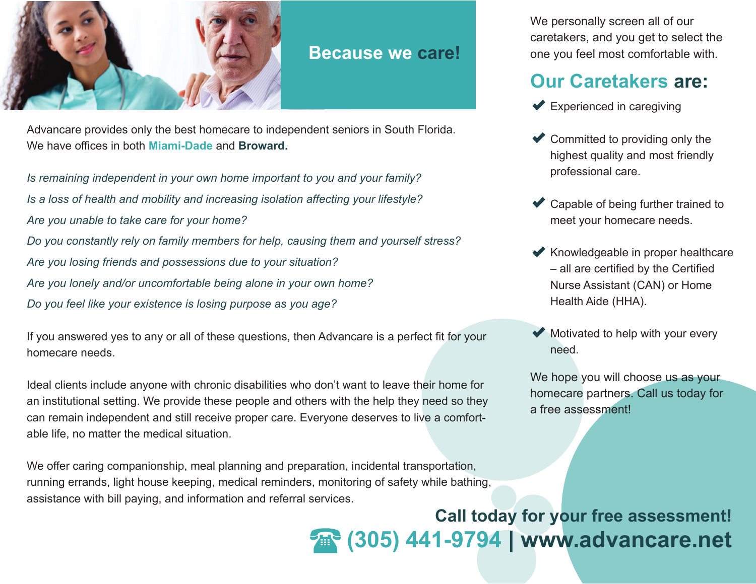## Because we care!

Advancare provides only the best homecare to independent seniors in South Florida. We have offices in both **Miami-Dade** and **Broward.**

*Is remaining independent in your own home important to you and your family?*

*Is a loss of health and mobility and increasing isolation affecting your lifestyle?*

*Are you unable to take care for your home?*

*Do you constantly rely on family members for help, causing them and yourself stress?*

*Are you losing friends and possessions due to your situation?*

*Are you lonely and/or uncomfortable being alone in your own home?*

*Do you feel like your existence is losing purpose as you age?*

If you answered yes to any or all of these questions, then Advancare is a perfect fit for your homecare needs.

Ideal clients include anyone with chronic disabilities who don't want to leave their home for an institutional setting. We provide these people and others with the help they need so they can remain independent and still receive proper care. Everyone deserves to live a comfortable life, no matter the medical situation.

We offer caring companionship, meal planning and preparation, incidental transportation, running errands, light house keeping, medical reminders, monitoring of safety while bathing, assistance with bill paying, and information and referral services.

We personally screen all of our caretakers, and you get to select the one you feel most comfortable with.

## Our Caretakers are:

- ✔ Experienced in caregiving
- ✔ Committed to providing only the highest quality and most friendly professional care.
- ✔ Capable of being further trained to meet your homecare needs.
- ✔ Knowledgeable in proper healthcare – all are certified by the Certified Nurse Assistant (CAN) or Home Health Aide (HHA).
- ✔ Motivated to help with your every need.

We hope you will choose us as your homecare partners. Call us today for a free assessment!

**Call today for your free assessment!**

**☎ (305) 441-9794 | www.advancare.net**